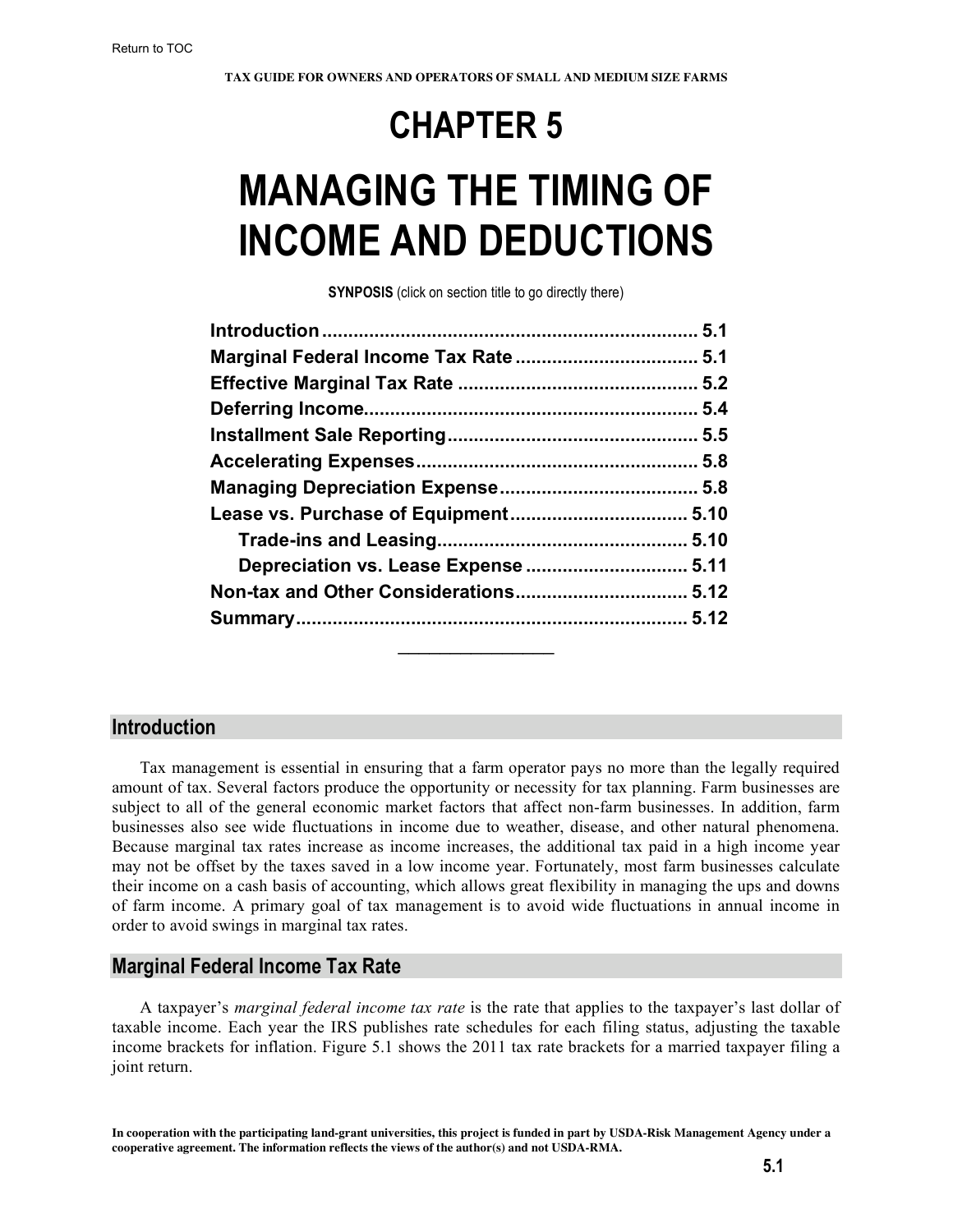# CHAPTER 5

# MANAGING THE TIMING OF INCOME AND DEDUCTIONS

**SYNOPSIS** (click on section title to go directly there)

| | |
|---|---|
| **Introduction** | **5.1** |
| **Marginal Federal Income Tax Rate** | **5.1** |
| **Effective Marginal Tax Rate** | **5.2** |
| **Deferring Income** | **5.4** |
| **Installment Sale Reporting** | **5.5** |
| **Accelerating Expenses** | **5.8** |
| **Managing Depreciation Expense** | **5.8** |
| **Lease vs. Purchase of Equipment** | **5.10** |
| **Trade-ins and Leasing** | **5.10** |
| **Depreciation vs. Lease Expense** | **5.11** |
| **Non-tax and Other Considerations** | **5.12** |
| **Summary** | **5.12** |

## Introduction

Tax management is essential in ensuring that a farm operator pays no more than the legally required amount of tax. Several factors produce the opportunity or necessity for tax planning. Farm businesses are subject to all of the general economic market factors that affect non-farm businesses. In addition, farm businesses also see wide fluctuations in income due to weather, disease, and other natural phenomena. Because marginal tax rates increase as income increases, the additional tax paid in a high income year may not be offset by the taxes saved in a low income year. Fortunately, most farm businesses calculate their income on a cash basis of accounting, which allows great flexibility in managing the ups and downs of farm income. A primary goal of tax management is to avoid wide fluctuations in annual income in order to avoid swings in marginal tax rates.

## Marginal Federal Income Tax Rate

A taxpayer's *marginal federal income tax rate* is the rate that applies to the taxpayer's last dollar of taxable income. Each year the IRS publishes rate schedules for each filing status, adjusting the taxable income brackets for inflation. Figure 5.1 shows the 2011 tax rate brackets for a married taxpayer filing a joint return.

**In cooperation with the participating land-grant universities, this project is funded in part by USDA-Risk Management Agency under a cooperative agreement. The information reflects the views of the author(s) and not USDA-RMA.**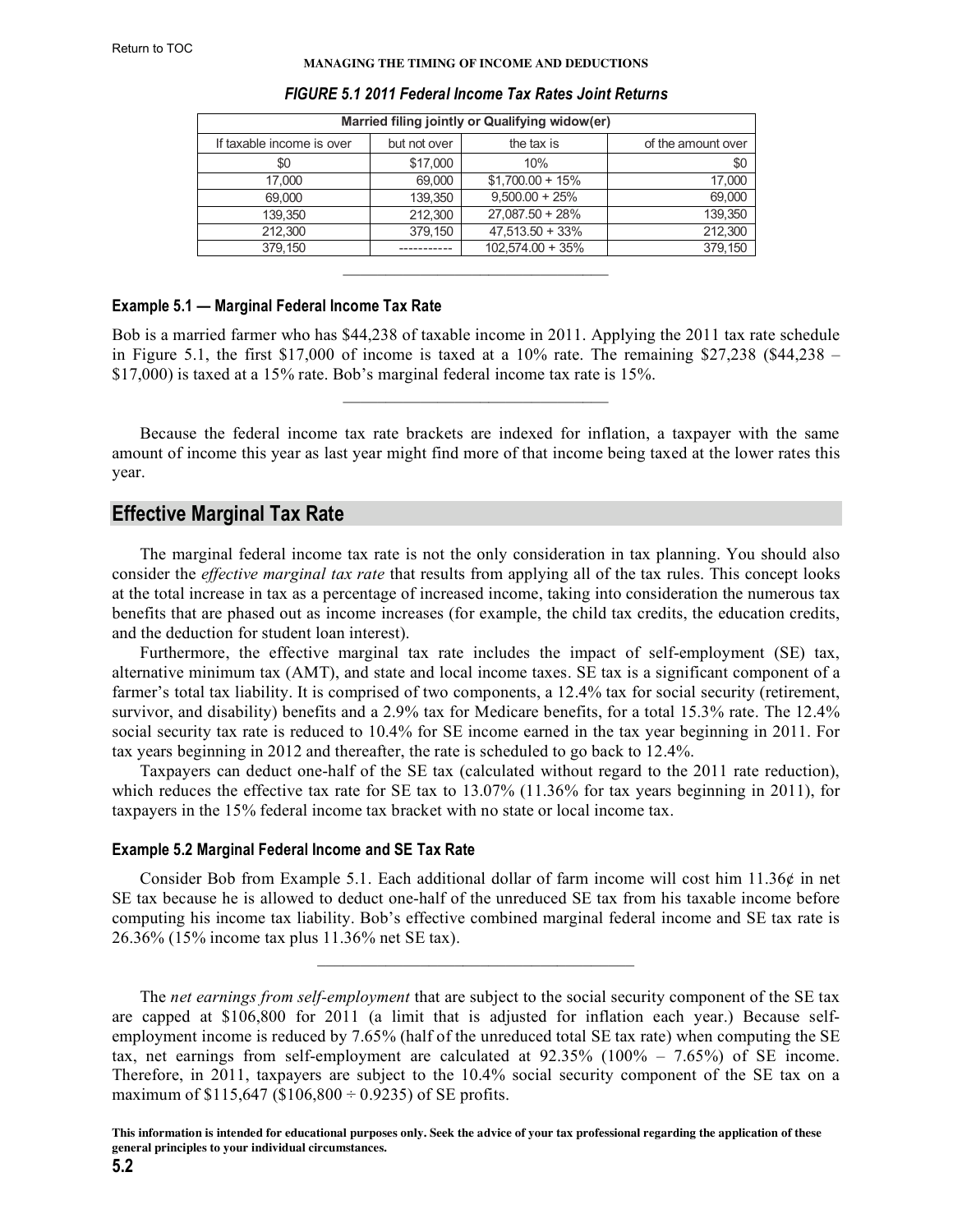*FIGURE 5.1 2011 Federal Income Tax Rates Joint Returns*

| Married filing jointly or Qualifying widow(er) | | | |
|---|---|---|---|
| If taxable income is over | but not over | the tax is | of the amount over |
| $0 | $17,000 | 10% | $0 |
| 17,000 | 69,000 | $1,700.00 + 15% | 17,000 |
| 69,000 | 139,350 | 9,500.00 + 25% | 69,000 |
| 139,350 | 212,300 | 27,087.50 + 28% | 139,350 |
| 212,300 | 379,150 | 47,513.50 + 33% | 212,300 |
| 379,150 | ----------- | 102,574.00 + 35% | 379,150 |

### Example 5.1 — Marginal Federal Income Tax Rate

Bob is a married farmer who has $44,238 of taxable income in 2011. Applying the 2011 tax rate schedule in Figure 5.1, the first $17,000 of income is taxed at a 10% rate. The remaining $27,238 ($44,238 – $17,000) is taxed at a 15% rate. Bob's marginal federal income tax rate is 15%.

Because the federal income tax rate brackets are indexed for inflation, a taxpayer with the same amount of income this year as last year might find more of that income being taxed at the lower rates this year.

## Effective Marginal Tax Rate

The marginal federal income tax rate is not the only consideration in tax planning. You should also consider the *effective marginal tax rate* that results from applying all of the tax rules. This concept looks at the total increase in tax as a percentage of increased income, taking into consideration the numerous tax benefits that are phased out as income increases (for example, the child tax credits, the education credits, and the deduction for student loan interest).

Furthermore, the effective marginal tax rate includes the impact of self-employment (SE) tax, alternative minimum tax (AMT), and state and local income taxes. SE tax is a significant component of a farmer's total tax liability. It is comprised of two components, a 12.4% tax for social security (retirement, survivor, and disability) benefits and a 2.9% tax for Medicare benefits, for a total 15.3% rate. The 12.4% social security tax rate is reduced to 10.4% for SE income earned in the tax year beginning in 2011. For tax years beginning in 2012 and thereafter, the rate is scheduled to go back to 12.4%.

Taxpayers can deduct one-half of the SE tax (calculated without regard to the 2011 rate reduction), which reduces the effective tax rate for SE tax to 13.07% (11.36% for tax years beginning in 2011), for taxpayers in the 15% federal income tax bracket with no state or local income tax.

### Example 5.2 Marginal Federal Income and SE Tax Rate

Consider Bob from Example 5.1. Each additional dollar of farm income will cost him 11.36¢ in net SE tax because he is allowed to deduct one-half of the unreduced SE tax from his taxable income before computing his income tax liability. Bob's effective combined marginal federal income and SE tax rate is 26.36% (15% income tax plus 11.36% net SE tax).

The *net earnings from self-employment* that are subject to the social security component of the SE tax are capped at $106,800 for 2011 (a limit that is adjusted for inflation each year.) Because self-employment income is reduced by 7.65% (half of the unreduced total SE tax rate) when computing the SE tax, net earnings from self-employment are calculated at 92.35% (100% – 7.65%) of SE income. Therefore, in 2011, taxpayers are subject to the 10.4% social security component of the SE tax on a maximum of $115,647 ($106,800 ÷ 0.9235) of SE profits.

**This information is intended for educational purposes only. Seek the advice of your tax professional regarding the application of these general principles to your individual circumstances.**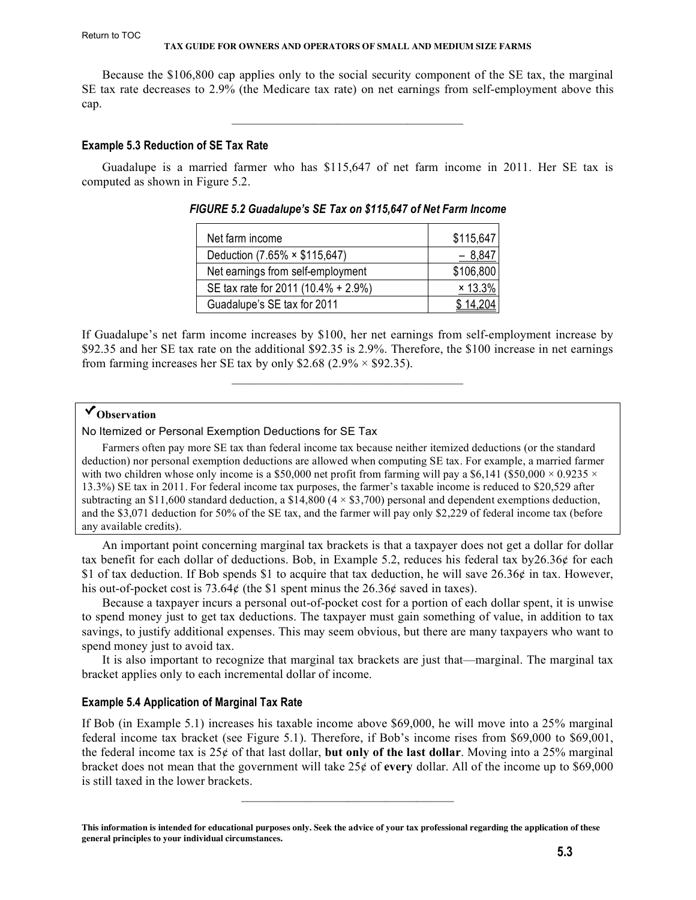Because the \$106,800 cap applies only to the social security component of the SE tax, the marginal SE tax rate decreases to 2.9% (the Medicare tax rate) on net earnings from self-employment above this cap.

---

#### Example 5.3 Reduction of SE Tax Rate

Guadalupe is a married farmer who has \$115,647 of net farm income in 2011. Her SE tax is computed as shown in Figure 5.2.

*FIGURE 5.2 Guadalupe's SE Tax on \$115,647 of Net Farm Income*

| | |
|---|---:|
| Net farm income | \$115,647 |
| Deduction (7.65% × \$115,647) | – 8,847 |
| Net earnings from self-employment | \$106,800 |
| SE tax rate for 2011 (10.4% + 2.9%) | × 13.3% |
| Guadalupe's SE tax for 2011 | \$ 14,204 |

If Guadalupe's net farm income increases by \$100, her net earnings from self-employment increase by \$92.35 and her SE tax rate on the additional \$92.35 is 2.9%. Therefore, the \$100 increase in net earnings from farming increases her SE tax by only \$2.68 (2.9% × \$92.35).

---

> **✓Observation**
>
> No Itemized or Personal Exemption Deductions for SE Tax
>
> Farmers often pay more SE tax than federal income tax because neither itemized deductions (or the standard deduction) nor personal exemption deductions are allowed when computing SE tax. For example, a married farmer with two children whose only income is a \$50,000 net profit from farming will pay a \$6,141 (\$50,000 × 0.9235 × 13.3%) SE tax in 2011. For federal income tax purposes, the farmer's taxable income is reduced to \$20,529 after subtracting an \$11,600 standard deduction, a \$14,800 (4 × \$3,700) personal and dependent exemptions deduction, and the \$3,071 deduction for 50% of the SE tax, and the farmer will pay only \$2,229 of federal income tax (before any available credits).

An important point concerning marginal tax brackets is that a taxpayer does not get a dollar for dollar tax benefit for each dollar of deductions. Bob, in Example 5.2, reduces his federal tax by26.36¢ for each \$1 of tax deduction. If Bob spends \$1 to acquire that tax deduction, he will save 26.36¢ in tax. However, his out-of-pocket cost is 73.64¢ (the \$1 spent minus the 26.36¢ saved in taxes).

Because a taxpayer incurs a personal out-of-pocket cost for a portion of each dollar spent, it is unwise to spend money just to get tax deductions. The taxpayer must gain something of value, in addition to tax savings, to justify additional expenses. This may seem obvious, but there are many taxpayers who want to spend money just to avoid tax.

It is also important to recognize that marginal tax brackets are just that—marginal. The marginal tax bracket applies only to each incremental dollar of income.

#### Example 5.4 Application of Marginal Tax Rate

If Bob (in Example 5.1) increases his taxable income above \$69,000, he will move into a 25% marginal federal income tax bracket (see Figure 5.1). Therefore, if Bob's income rises from \$69,000 to \$69,001, the federal income tax is 25¢ of that last dollar, **but only of the last dollar**. Moving into a 25% marginal bracket does not mean that the government will take 25¢ of **every** dollar. All of the income up to \$69,000 is still taxed in the lower brackets.

---

**This information is intended for educational purposes only. Seek the advice of your tax professional regarding the application of these general principles to your individual circumstances.**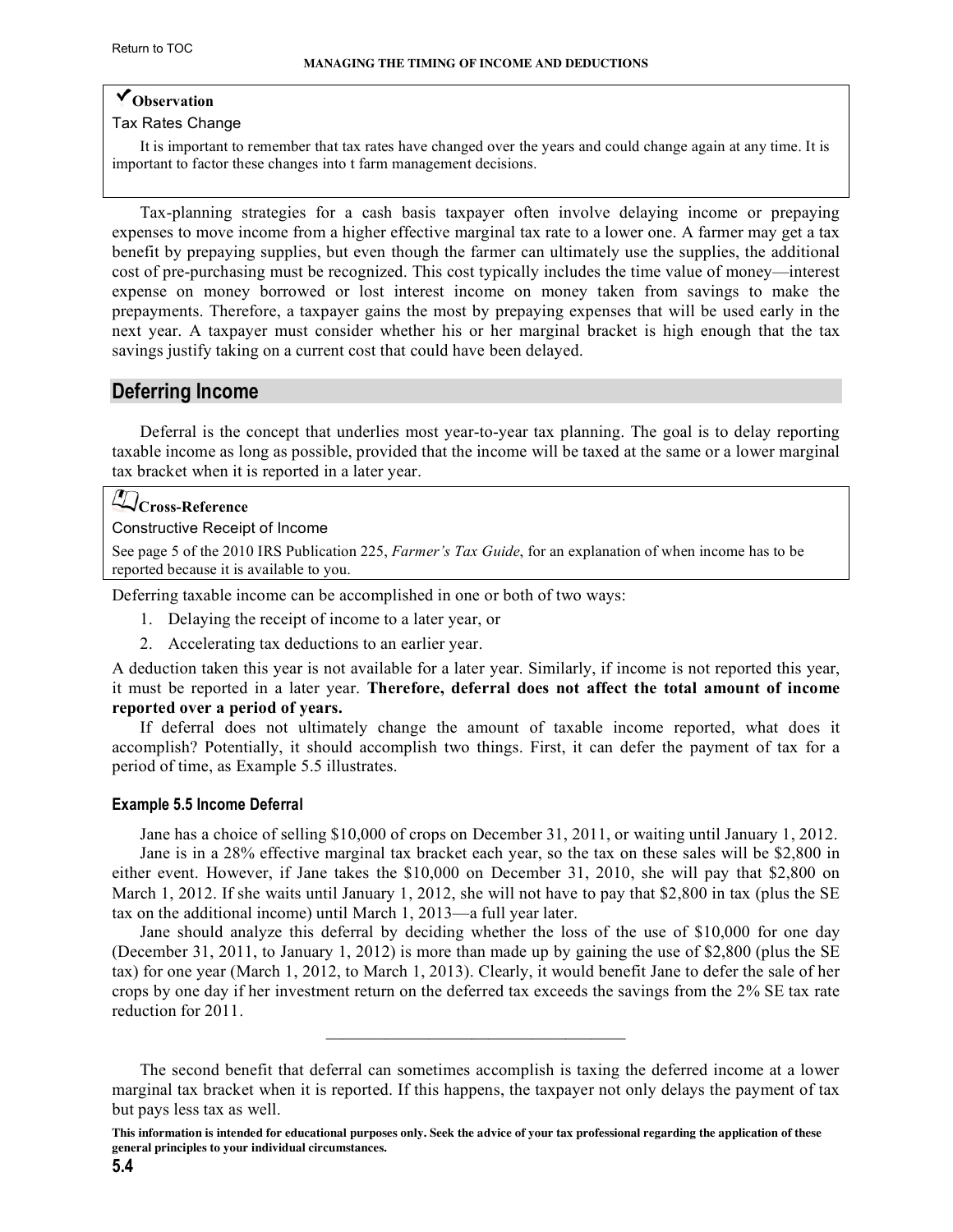**✔Observation**

Tax Rates Change

It is important to remember that tax rates have changed over the years and could change again at any time. It is important to factor these changes into t farm management decisions.

Tax-planning strategies for a cash basis taxpayer often involve delaying income or prepaying expenses to move income from a higher effective marginal tax rate to a lower one. A farmer may get a tax benefit by prepaying supplies, but even though the farmer can ultimately use the supplies, the additional cost of pre-purchasing must be recognized. This cost typically includes the time value of money—interest expense on money borrowed or lost interest income on money taken from savings to make the prepayments. Therefore, a taxpayer gains the most by prepaying expenses that will be used early in the next year. A taxpayer must consider whether his or her marginal bracket is high enough that the tax savings justify taking on a current cost that could have been delayed.

## Deferring Income

Deferral is the concept that underlies most year-to-year tax planning. The goal is to delay reporting taxable income as long as possible, provided that the income will be taxed at the same or a lower marginal tax bracket when it is reported in a later year.

**Cross-Reference**

Constructive Receipt of Income

See page 5 of the 2010 IRS Publication 225, *Farmer's Tax Guide*, for an explanation of when income has to be reported because it is available to you.

Deferring taxable income can be accomplished in one or both of two ways:

1. Delaying the receipt of income to a later year, or
2. Accelerating tax deductions to an earlier year.

A deduction taken this year is not available for a later year. Similarly, if income is not reported this year, it must be reported in a later year. **Therefore, deferral does not affect the total amount of income reported over a period of years.**

If deferral does not ultimately change the amount of taxable income reported, what does it accomplish? Potentially, it should accomplish two things. First, it can defer the payment of tax for a period of time, as Example 5.5 illustrates.

#### Example 5.5 Income Deferral

Jane has a choice of selling $10,000 of crops on December 31, 2011, or waiting until January 1, 2012.

Jane is in a 28% effective marginal tax bracket each year, so the tax on these sales will be $2,800 in either event. However, if Jane takes the $10,000 on December 31, 2010, she will pay that $2,800 on March 1, 2012. If she waits until January 1, 2012, she will not have to pay that $2,800 in tax (plus the SE tax on the additional income) until March 1, 2013—a full year later.

Jane should analyze this deferral by deciding whether the loss of the use of $10,000 for one day (December 31, 2011, to January 1, 2012) is more than made up by gaining the use of $2,800 (plus the SE tax) for one year (March 1, 2012, to March 1, 2013). Clearly, it would benefit Jane to defer the sale of her crops by one day if her investment return on the deferred tax exceeds the savings from the 2% SE tax rate reduction for 2011.

---

The second benefit that deferral can sometimes accomplish is taxing the deferred income at a lower marginal tax bracket when it is reported. If this happens, the taxpayer not only delays the payment of tax but pays less tax as well.

**This information is intended for educational purposes only. Seek the advice of your tax professional regarding the application of these general principles to your individual circumstances.**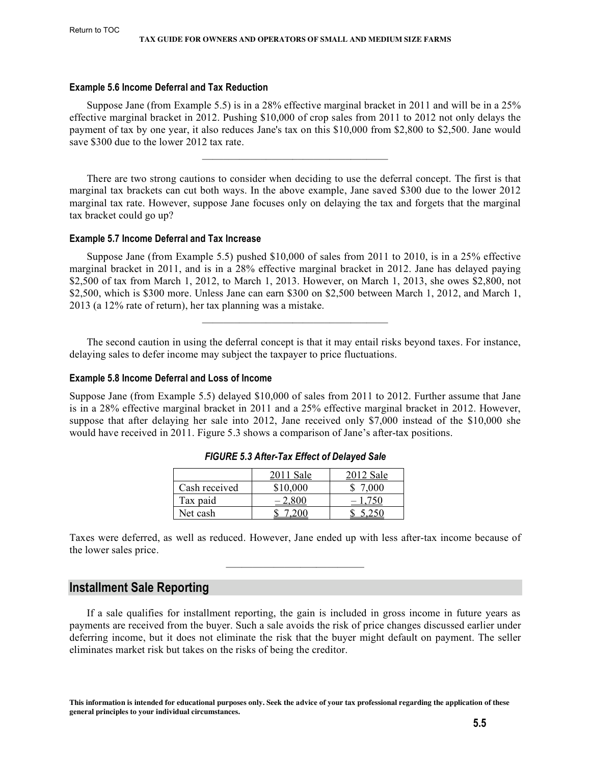#### Example 5.6 Income Deferral and Tax Reduction

Suppose Jane (from Example 5.5) is in a 28% effective marginal bracket in 2011 and will be in a 25% effective marginal bracket in 2012. Pushing $10,000 of crop sales from 2011 to 2012 not only delays the payment of tax by one year, it also reduces Jane's tax on this $10,000 from $2,800 to $2,500. Jane would save $300 due to the lower 2012 tax rate.

---

There are two strong cautions to consider when deciding to use the deferral concept. The first is that marginal tax brackets can cut both ways. In the above example, Jane saved $300 due to the lower 2012 marginal tax rate. However, suppose Jane focuses only on delaying the tax and forgets that the marginal tax bracket could go up?

#### Example 5.7 Income Deferral and Tax Increase

Suppose Jane (from Example 5.5) pushed $10,000 of sales from 2011 to 2010, is in a 25% effective marginal bracket in 2011, and is in a 28% effective marginal bracket in 2012. Jane has delayed paying $2,500 of tax from March 1, 2012, to March 1, 2013. However, on March 1, 2013, she owes $2,800, not $2,500, which is $300 more. Unless Jane can earn $300 on $2,500 between March 1, 2012, and March 1, 2013 (a 12% rate of return), her tax planning was a mistake.

---

The second caution in using the deferral concept is that it may entail risks beyond taxes. For instance, delaying sales to defer income may subject the taxpayer to price fluctuations.

#### Example 5.8 Income Deferral and Loss of Income

Suppose Jane (from Example 5.5) delayed $10,000 of sales from 2011 to 2012. Further assume that Jane is in a 28% effective marginal bracket in 2011 and a 25% effective marginal bracket in 2012. However, suppose that after delaying her sale into 2012, Jane received only $7,000 instead of the $10,000 she would have received in 2011. Figure 5.3 shows a comparison of Jane's after-tax positions.

***FIGURE 5.3 After-Tax Effect of Delayed Sale***

| | 2011 Sale | 2012 Sale |
|---|---|---|
| Cash received | $10,000 | $ 7,000 |
| Tax paid | – 2,800 | – 1,750 |
| Net cash | $ 7,200 | $ 5,250 |

Taxes were deferred, as well as reduced. However, Jane ended up with less after-tax income because of the lower sales price.

---

## Installment Sale Reporting

If a sale qualifies for installment reporting, the gain is included in gross income in future years as payments are received from the buyer. Such a sale avoids the risk of price changes discussed earlier under deferring income, but it does not eliminate the risk that the buyer might default on payment. The seller eliminates market risk but takes on the risks of being the creditor.

**This information is intended for educational purposes only. Seek the advice of your tax professional regarding the application of these general principles to your individual circumstances.**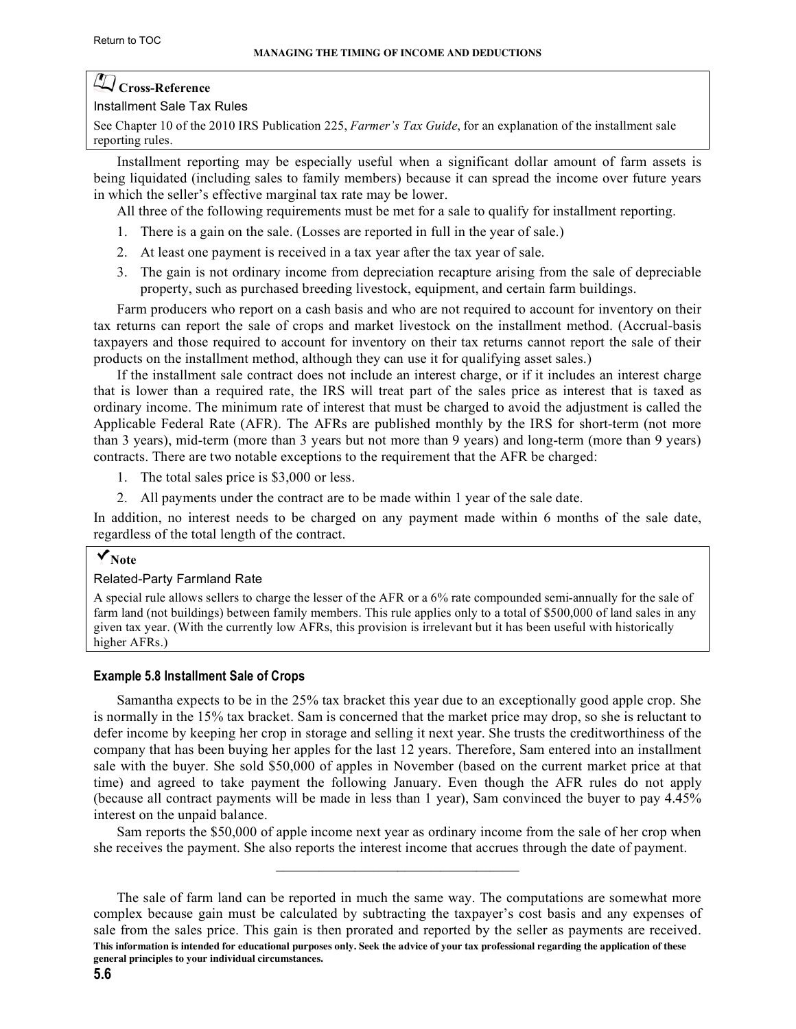**Cross-Reference**

Installment Sale Tax Rules

See Chapter 10 of the 2010 IRS Publication 225, *Farmer's Tax Guide*, for an explanation of the installment sale reporting rules.

Installment reporting may be especially useful when a significant dollar amount of farm assets is being liquidated (including sales to family members) because it can spread the income over future years in which the seller's effective marginal tax rate may be lower.

All three of the following requirements must be met for a sale to qualify for installment reporting.

1. There is a gain on the sale. (Losses are reported in full in the year of sale.)
2. At least one payment is received in a tax year after the tax year of sale.
3. The gain is not ordinary income from depreciation recapture arising from the sale of depreciable property, such as purchased breeding livestock, equipment, and certain farm buildings.

Farm producers who report on a cash basis and who are not required to account for inventory on their tax returns can report the sale of crops and market livestock on the installment method. (Accrual-basis taxpayers and those required to account for inventory on their tax returns cannot report the sale of their products on the installment method, although they can use it for qualifying asset sales.)

If the installment sale contract does not include an interest charge, or if it includes an interest charge that is lower than a required rate, the IRS will treat part of the sales price as interest that is taxed as ordinary income. The minimum rate of interest that must be charged to avoid the adjustment is called the Applicable Federal Rate (AFR). The AFRs are published monthly by the IRS for short-term (not more than 3 years), mid-term (more than 3 years but not more than 9 years) and long-term (more than 9 years) contracts. There are two notable exceptions to the requirement that the AFR be charged:

1. The total sales price is $3,000 or less.
2. All payments under the contract are to be made within 1 year of the sale date.

In addition, no interest needs to be charged on any payment made within 6 months of the sale date, regardless of the total length of the contract.

**Note**

Related-Party Farmland Rate

A special rule allows sellers to charge the lesser of the AFR or a 6% rate compounded semi-annually for the sale of farm land (not buildings) between family members. This rule applies only to a total of $500,000 of land sales in any given tax year. (With the currently low AFRs, this provision is irrelevant but it has been useful with historically higher AFRs.)

#### Example 5.8 Installment Sale of Crops

Samantha expects to be in the 25% tax bracket this year due to an exceptionally good apple crop. She is normally in the 15% tax bracket. Sam is concerned that the market price may drop, so she is reluctant to defer income by keeping her crop in storage and selling it next year. She trusts the creditworthiness of the company that has been buying her apples for the last 12 years. Therefore, Sam entered into an installment sale with the buyer. She sold $50,000 of apples in November (based on the current market price at that time) and agreed to take payment the following January. Even though the AFR rules do not apply (because all contract payments will be made in less than 1 year), Sam convinced the buyer to pay 4.45% interest on the unpaid balance.

Sam reports the $50,000 of apple income next year as ordinary income from the sale of her crop when she receives the payment. She also reports the interest income that accrues through the date of payment.

---

The sale of farm land can be reported in much the same way. The computations are somewhat more complex because gain must be calculated by subtracting the taxpayer's cost basis and any expenses of sale from the sales price. This gain is then prorated and reported by the seller as payments are received.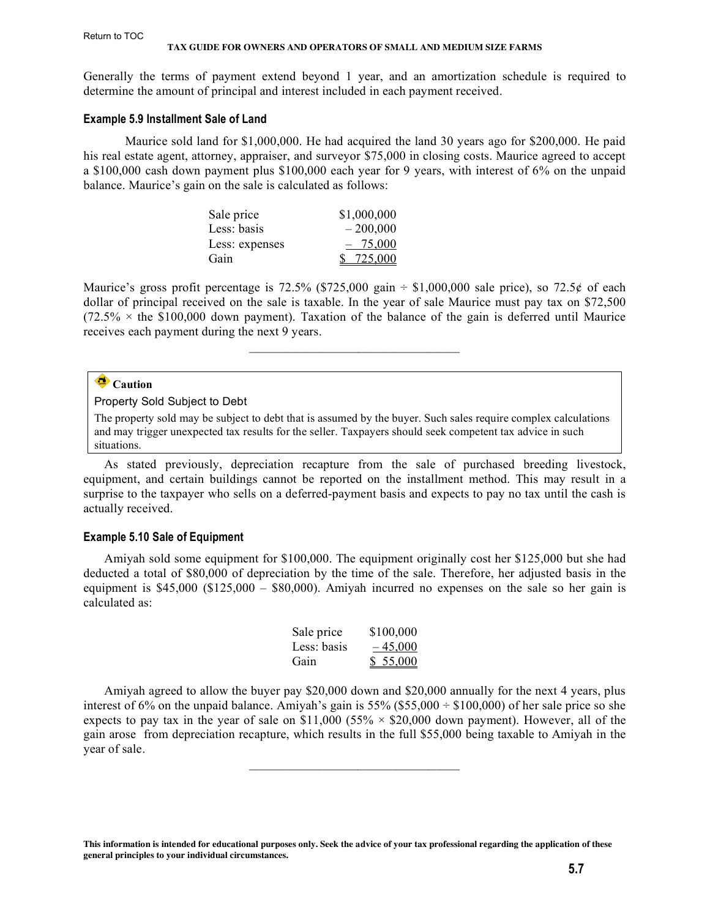Generally the terms of payment extend beyond 1 year, and an amortization schedule is required to determine the amount of principal and interest included in each payment received.

#### Example 5.9 Installment Sale of Land

Maurice sold land for $1,000,000. He had acquired the land 30 years ago for $200,000. He paid his real estate agent, attorney, appraiser, and surveyor $75,000 in closing costs. Maurice agreed to accept a $100,000 cash down payment plus $100,000 each year for 9 years, with interest of 6% on the unpaid balance. Maurice's gain on the sale is calculated as follows:

| | |
|---|---|
| Sale price | $1,000,000 |
| Less: basis | – 200,000 |
| Less: expenses | – 75,000 |
| Gain | $ 725,000 |

Maurice's gross profit percentage is 72.5% ($725,000 gain ÷ $1,000,000 sale price), so 72.5¢ of each dollar of principal received on the sale is taxable. In the year of sale Maurice must pay tax on $72,500 (72.5% × the $100,000 down payment). Taxation of the balance of the gain is deferred until Maurice receives each payment during the next 9 years.

---

> **Caution**
>
> Property Sold Subject to Debt
>
> The property sold may be subject to debt that is assumed by the buyer. Such sales require complex calculations and may trigger unexpected tax results for the seller. Taxpayers should seek competent tax advice in such situations.

As stated previously, depreciation recapture from the sale of purchased breeding livestock, equipment, and certain buildings cannot be reported on the installment method. This may result in a surprise to the taxpayer who sells on a deferred-payment basis and expects to pay no tax until the cash is actually received.

#### Example 5.10 Sale of Equipment

Amiyah sold some equipment for $100,000. The equipment originally cost her $125,000 but she had deducted a total of $80,000 of depreciation by the time of the sale. Therefore, her adjusted basis in the equipment is $45,000 ($125,000 – $80,000). Amiyah incurred no expenses on the sale so her gain is calculated as:

| | |
|---|---|
| Sale price | $100,000 |
| Less: basis | – 45,000 |
| Gain | $ 55,000 |

Amiyah agreed to allow the buyer pay $20,000 down and $20,000 annually for the next 4 years, plus interest of 6% on the unpaid balance. Amiyah's gain is 55% ($55,000 ÷ $100,000) of her sale price so she expects to pay tax in the year of sale on $11,000 (55% × $20,000 down payment). However, all of the gain arose from depreciation recapture, which results in the full $55,000 being taxable to Amiyah in the year of sale.

---

This information is intended for educational purposes only. Seek the advice of your tax professional regarding the application of these general principles to your individual circumstances.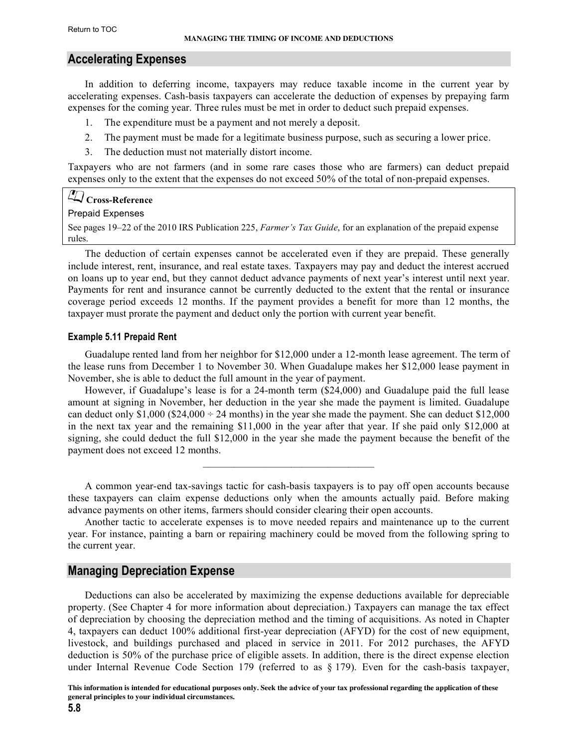## Accelerating Expenses

In addition to deferring income, taxpayers may reduce taxable income in the current year by accelerating expenses. Cash-basis taxpayers can accelerate the deduction of expenses by prepaying farm expenses for the coming year. Three rules must be met in order to deduct such prepaid expenses.

1. The expenditure must be a payment and not merely a deposit.
2. The payment must be made for a legitimate business purpose, such as securing a lower price.
3. The deduction must not materially distort income.

Taxpayers who are not farmers (and in some rare cases those who are farmers) can deduct prepaid expenses only to the extent that the expenses do not exceed 50% of the total of non-prepaid expenses.

> **Cross-Reference**
>
> Prepaid Expenses
>
> See pages 19–22 of the 2010 IRS Publication 225, *Farmer's Tax Guide*, for an explanation of the prepaid expense rules.

The deduction of certain expenses cannot be accelerated even if they are prepaid. These generally include interest, rent, insurance, and real estate taxes. Taxpayers may pay and deduct the interest accrued on loans up to year end, but they cannot deduct advance payments of next year's interest until next year. Payments for rent and insurance cannot be currently deducted to the extent that the rental or insurance coverage period exceeds 12 months. If the payment provides a benefit for more than 12 months, the taxpayer must prorate the payment and deduct only the portion with current year benefit.

#### Example 5.11 Prepaid Rent

Guadalupe rented land from her neighbor for $12,000 under a 12-month lease agreement. The term of the lease runs from December 1 to November 30. When Guadalupe makes her $12,000 lease payment in November, she is able to deduct the full amount in the year of payment.

However, if Guadalupe's lease is for a 24-month term ($24,000) and Guadalupe paid the full lease amount at signing in November, her deduction in the year she made the payment is limited. Guadalupe can deduct only $1,000 ($24,000 ÷ 24 months) in the year she made the payment. She can deduct $12,000 in the next tax year and the remaining $11,000 in the year after that year. If she paid only $12,000 at signing, she could deduct the full $12,000 in the year she made the payment because the benefit of the payment does not exceed 12 months.

---

A common year-end tax-savings tactic for cash-basis taxpayers is to pay off open accounts because these taxpayers can claim expense deductions only when the amounts actually paid. Before making advance payments on other items, farmers should consider clearing their open accounts.

Another tactic to accelerate expenses is to move needed repairs and maintenance up to the current year. For instance, painting a barn or repairing machinery could be moved from the following spring to the current year.

## Managing Depreciation Expense

Deductions can also be accelerated by maximizing the expense deductions available for depreciable property. (See Chapter 4 for more information about depreciation.) Taxpayers can manage the tax effect of depreciation by choosing the depreciation method and the timing of acquisitions. As noted in Chapter 4, taxpayers can deduct 100% additional first-year depreciation (AFYD) for the cost of new equipment, livestock, and buildings purchased and placed in service in 2011. For 2012 purchases, the AFYD deduction is 50% of the purchase price of eligible assets. In addition, there is the direct expense election under Internal Revenue Code Section 179 (referred to as § 179). Even for the cash-basis taxpayer,

**This information is intended for educational purposes only. Seek the advice of your tax professional regarding the application of these general principles to your individual circumstances.**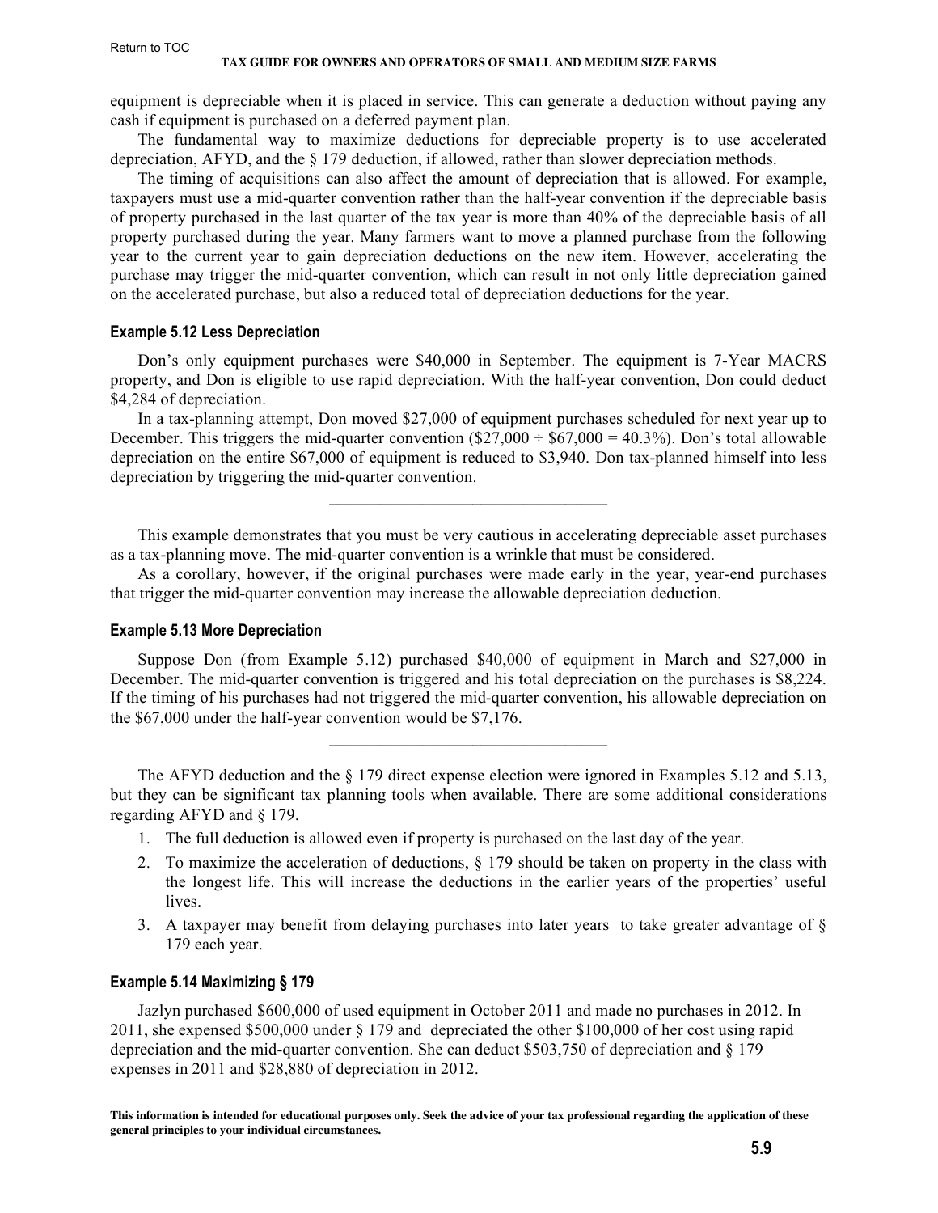equipment is depreciable when it is placed in service. This can generate a deduction without paying any cash if equipment is purchased on a deferred payment plan.

The fundamental way to maximize deductions for depreciable property is to use accelerated depreciation, AFYD, and the § 179 deduction, if allowed, rather than slower depreciation methods.

The timing of acquisitions can also affect the amount of depreciation that is allowed. For example, taxpayers must use a mid-quarter convention rather than the half-year convention if the depreciable basis of property purchased in the last quarter of the tax year is more than 40% of the depreciable basis of all property purchased during the year. Many farmers want to move a planned purchase from the following year to the current year to gain depreciation deductions on the new item. However, accelerating the purchase may trigger the mid-quarter convention, which can result in not only little depreciation gained on the accelerated purchase, but also a reduced total of depreciation deductions for the year.

### Example 5.12 Less Depreciation

Don's only equipment purchases were $40,000 in September. The equipment is 7-Year MACRS property, and Don is eligible to use rapid depreciation. With the half-year convention, Don could deduct $4,284 of depreciation.

In a tax-planning attempt, Don moved $27,000 of equipment purchases scheduled for next year up to December. This triggers the mid-quarter convention ($27,000 ÷ $67,000 = 40.3%). Don's total allowable depreciation on the entire $67,000 of equipment is reduced to $3,940. Don tax-planned himself into less depreciation by triggering the mid-quarter convention.

---

This example demonstrates that you must be very cautious in accelerating depreciable asset purchases as a tax-planning move. The mid-quarter convention is a wrinkle that must be considered.

As a corollary, however, if the original purchases were made early in the year, year-end purchases that trigger the mid-quarter convention may increase the allowable depreciation deduction.

### Example 5.13 More Depreciation

Suppose Don (from Example 5.12) purchased $40,000 of equipment in March and $27,000 in December. The mid-quarter convention is triggered and his total depreciation on the purchases is $8,224. If the timing of his purchases had not triggered the mid-quarter convention, his allowable depreciation on the $67,000 under the half-year convention would be $7,176.

---

The AFYD deduction and the § 179 direct expense election were ignored in Examples 5.12 and 5.13, but they can be significant tax planning tools when available. There are some additional considerations regarding AFYD and § 179.

1. The full deduction is allowed even if property is purchased on the last day of the year.
2. To maximize the acceleration of deductions, § 179 should be taken on property in the class with the longest life. This will increase the deductions in the earlier years of the properties' useful lives.
3. A taxpayer may benefit from delaying purchases into later years to take greater advantage of § 179 each year.

### Example 5.14 Maximizing § 179

Jazlyn purchased $600,000 of used equipment in October 2011 and made no purchases in 2012. In 2011, she expensed $500,000 under § 179 and depreciated the other $100,000 of her cost using rapid depreciation and the mid-quarter convention. She can deduct $503,750 of depreciation and § 179 expenses in 2011 and $28,880 of depreciation in 2012.

**This information is intended for educational purposes only. Seek the advice of your tax professional regarding the application of these general principles to your individual circumstances.**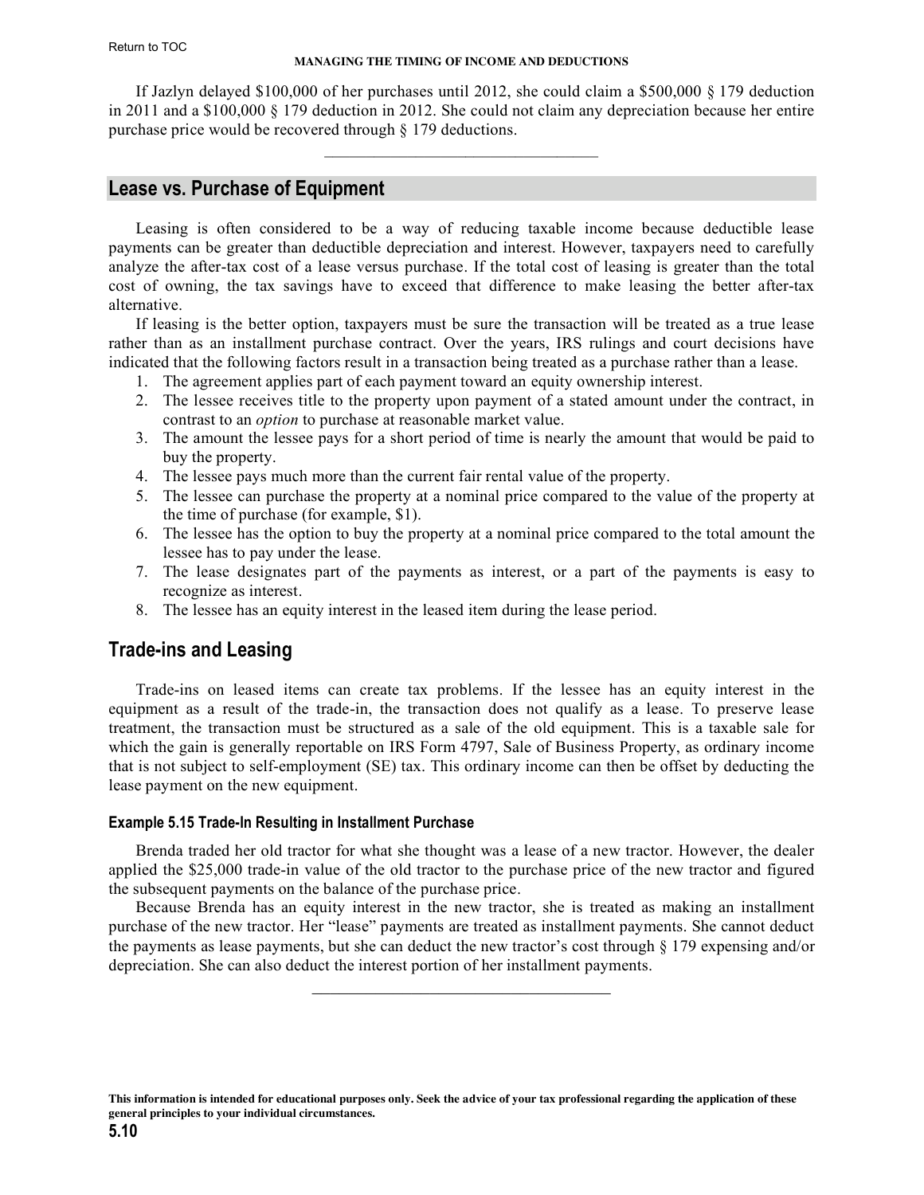If Jazlyn delayed $100,000 of her purchases until 2012, she could claim a $500,000 § 179 deduction in 2011 and a $100,000 § 179 deduction in 2012. She could not claim any depreciation because her entire purchase price would be recovered through § 179 deductions.

---

## Lease vs. Purchase of Equipment

Leasing is often considered to be a way of reducing taxable income because deductible lease payments can be greater than deductible depreciation and interest. However, taxpayers need to carefully analyze the after-tax cost of a lease versus purchase. If the total cost of leasing is greater than the total cost of owning, the tax savings have to exceed that difference to make leasing the better after-tax alternative.

If leasing is the better option, taxpayers must be sure the transaction will be treated as a true lease rather than as an installment purchase contract. Over the years, IRS rulings and court decisions have indicated that the following factors result in a transaction being treated as a purchase rather than a lease.

1. The agreement applies part of each payment toward an equity ownership interest.
2. The lessee receives title to the property upon payment of a stated amount under the contract, in contrast to an *option* to purchase at reasonable market value.
3. The amount the lessee pays for a short period of time is nearly the amount that would be paid to buy the property.
4. The lessee pays much more than the current fair rental value of the property.
5. The lessee can purchase the property at a nominal price compared to the value of the property at the time of purchase (for example, $1).
6. The lessee has the option to buy the property at a nominal price compared to the total amount the lessee has to pay under the lease.
7. The lease designates part of the payments as interest, or a part of the payments is easy to recognize as interest.
8. The lessee has an equity interest in the leased item during the lease period.

## Trade-ins and Leasing

Trade-ins on leased items can create tax problems. If the lessee has an equity interest in the equipment as a result of the trade-in, the transaction does not qualify as a lease. To preserve lease treatment, the transaction must be structured as a sale of the old equipment. This is a taxable sale for which the gain is generally reportable on IRS Form 4797, Sale of Business Property, as ordinary income that is not subject to self-employment (SE) tax. This ordinary income can then be offset by deducting the lease payment on the new equipment.

#### Example 5.15 Trade-In Resulting in Installment Purchase

Brenda traded her old tractor for what she thought was a lease of a new tractor. However, the dealer applied the $25,000 trade-in value of the old tractor to the purchase price of the new tractor and figured the subsequent payments on the balance of the purchase price.

Because Brenda has an equity interest in the new tractor, she is treated as making an installment purchase of the new tractor. Her "lease" payments are treated as installment payments. She cannot deduct the payments as lease payments, but she can deduct the new tractor's cost through § 179 expensing and/or depreciation. She can also deduct the interest portion of her installment payments.

---

**This information is intended for educational purposes only. Seek the advice of your tax professional regarding the application of these general principles to your individual circumstances.**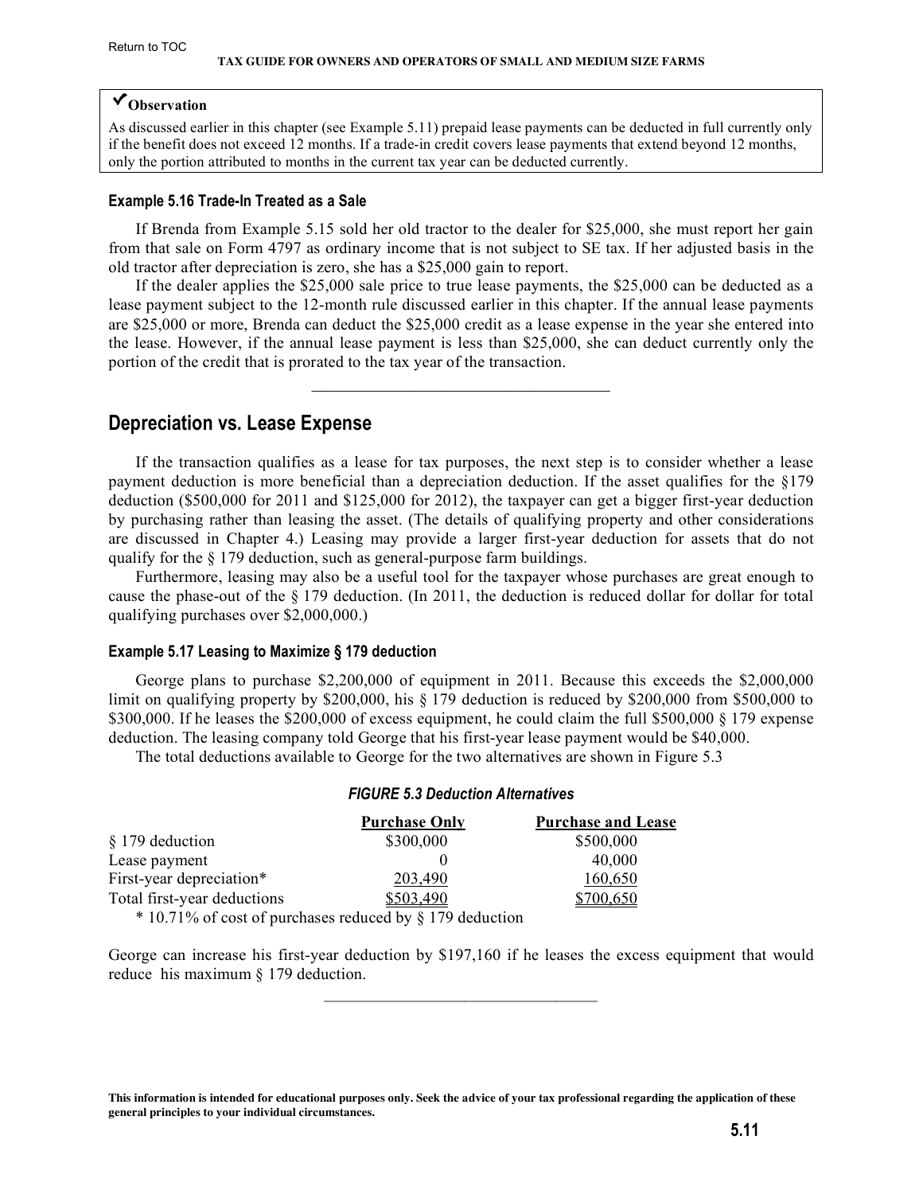### ✔Observation

As discussed earlier in this chapter (see Example 5.11) prepaid lease payments can be deducted in full currently only if the benefit does not exceed 12 months. If a trade-in credit covers lease payments that extend beyond 12 months, only the portion attributed to months in the current tax year can be deducted currently.

#### Example 5.16 Trade-In Treated as a Sale

If Brenda from Example 5.15 sold her old tractor to the dealer for $25,000, she must report her gain from that sale on Form 4797 as ordinary income that is not subject to SE tax. If her adjusted basis in the old tractor after depreciation is zero, she has a $25,000 gain to report.

If the dealer applies the $25,000 sale price to true lease payments, the $25,000 can be deducted as a lease payment subject to the 12-month rule discussed earlier in this chapter. If the annual lease payments are $25,000 or more, Brenda can deduct the $25,000 credit as a lease expense in the year she entered into the lease. However, if the annual lease payment is less than $25,000, she can deduct currently only the portion of the credit that is prorated to the tax year of the transaction.

---

## Depreciation vs. Lease Expense

If the transaction qualifies as a lease for tax purposes, the next step is to consider whether a lease payment deduction is more beneficial than a depreciation deduction. If the asset qualifies for the §179 deduction ($500,000 for 2011 and $125,000 for 2012), the taxpayer can get a bigger first-year deduction by purchasing rather than leasing the asset. (The details of qualifying property and other considerations are discussed in Chapter 4.) Leasing may provide a larger first-year deduction for assets that do not qualify for the § 179 deduction, such as general-purpose farm buildings.

Furthermore, leasing may also be a useful tool for the taxpayer whose purchases are great enough to cause the phase-out of the § 179 deduction. (In 2011, the deduction is reduced dollar for dollar for total qualifying purchases over $2,000,000.)

#### Example 5.17 Leasing to Maximize § 179 deduction

George plans to purchase $2,200,000 of equipment in 2011. Because this exceeds the $2,000,000 limit on qualifying property by $200,000, his § 179 deduction is reduced by $200,000 from $500,000 to $300,000. If he leases the $200,000 of excess equipment, he could claim the full $500,000 § 179 expense deduction. The leasing company told George that his first-year lease payment would be $40,000.

The total deductions available to George for the two alternatives are shown in Figure 5.3

*FIGURE 5.3 Deduction Alternatives*

| | Purchase Only | Purchase and Lease |
|---|---|---|
| § 179 deduction | $300,000 | $500,000 |
| Lease payment | 0 | 40,000 |
| First-year depreciation* | 203,490 | 160,650 |
| Total first-year deductions | $503,490 | $700,650 |

\* 10.71% of cost of purchases reduced by § 179 deduction

George can increase his first-year deduction by $197,160 if he leases the excess equipment that would reduce his maximum § 179 deduction.

---

This information is intended for educational purposes only. Seek the advice of your tax professional regarding the application of these general principles to your individual circumstances.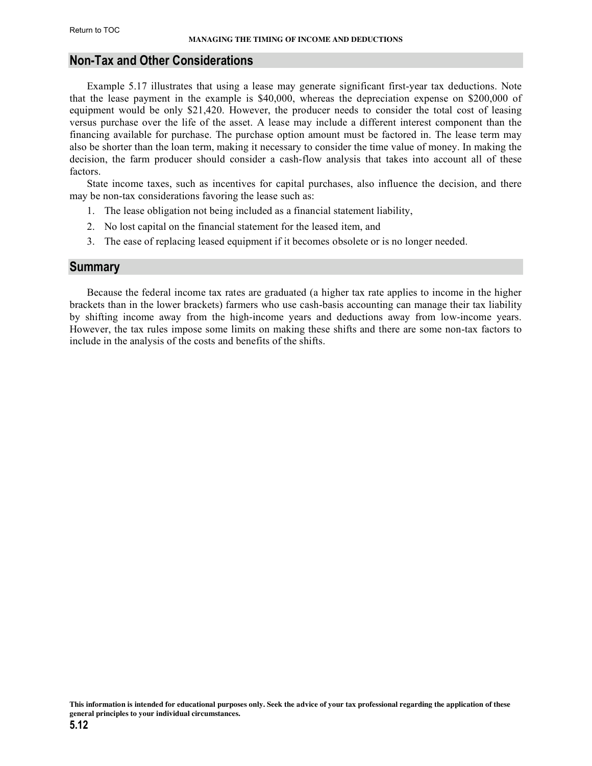## Non-Tax and Other Considerations

Example 5.17 illustrates that using a lease may generate significant first-year tax deductions. Note that the lease payment in the example is $40,000, whereas the depreciation expense on $200,000 of equipment would be only $21,420. However, the producer needs to consider the total cost of leasing versus purchase over the life of the asset. A lease may include a different interest component than the financing available for purchase. The purchase option amount must be factored in. The lease term may also be shorter than the loan term, making it necessary to consider the time value of money. In making the decision, the farm producer should consider a cash-flow analysis that takes into account all of these factors.

State income taxes, such as incentives for capital purchases, also influence the decision, and there may be non-tax considerations favoring the lease such as:

1. The lease obligation not being included as a financial statement liability,
2. No lost capital on the financial statement for the leased item, and
3. The ease of replacing leased equipment if it becomes obsolete or is no longer needed.

## Summary

Because the federal income tax rates are graduated (a higher tax rate applies to income in the higher brackets than in the lower brackets) farmers who use cash-basis accounting can manage their tax liability by shifting income away from the high-income years and deductions away from low-income years. However, the tax rules impose some limits on making these shifts and there are some non-tax factors to include in the analysis of the costs and benefits of the shifts.

**This information is intended for educational purposes only. Seek the advice of your tax professional regarding the application of these general principles to your individual circumstances.**